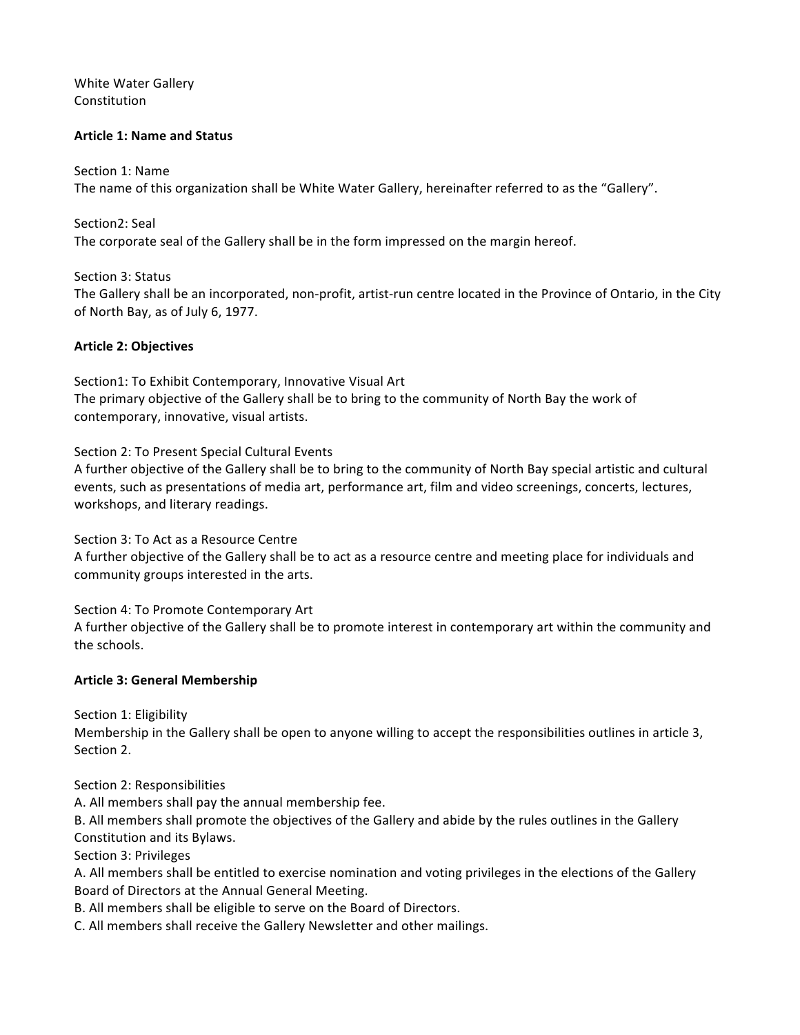White Water Gallery
Constitution

**Article 1: Name and Status**

Section 1: Name
The name of this organization shall be White Water Gallery, hereinafter referred to as the "Gallery".

Section2: Seal
The corporate seal of the Gallery shall be in the form impressed on the margin hereof.

Section 3: Status
The Gallery shall be an incorporated, non-profit, artist-run centre located in the Province of Ontario, in the City of North Bay, as of July 6, 1977.

**Article 2: Objectives**

Section1: To Exhibit Contemporary, Innovative Visual Art
The primary objective of the Gallery shall be to bring to the community of North Bay the work of contemporary, innovative, visual artists.

Section 2: To Present Special Cultural Events
A further objective of the Gallery shall be to bring to the community of North Bay special artistic and cultural events, such as presentations of media art, performance art, film and video screenings, concerts, lectures, workshops, and literary readings.

Section 3: To Act as a Resource Centre
A further objective of the Gallery shall be to act as a resource centre and meeting place for individuals and community groups interested in the arts.

Section 4: To Promote Contemporary Art
A further objective of the Gallery shall be to promote interest in contemporary art within the community and the schools.

**Article 3: General Membership**

Section 1: Eligibility
Membership in the Gallery shall be open to anyone willing to accept the responsibilities outlines in article 3, Section 2.

Section 2: Responsibilities
A. All members shall pay the annual membership fee.
B. All members shall promote the objectives of the Gallery and abide by the rules outlines in the Gallery Constitution and its Bylaws.
Section 3: Privileges
A. All members shall be entitled to exercise nomination and voting privileges in the elections of the Gallery Board of Directors at the Annual General Meeting.
B. All members shall be eligible to serve on the Board of Directors.
C. All members shall receive the Gallery Newsletter and other mailings.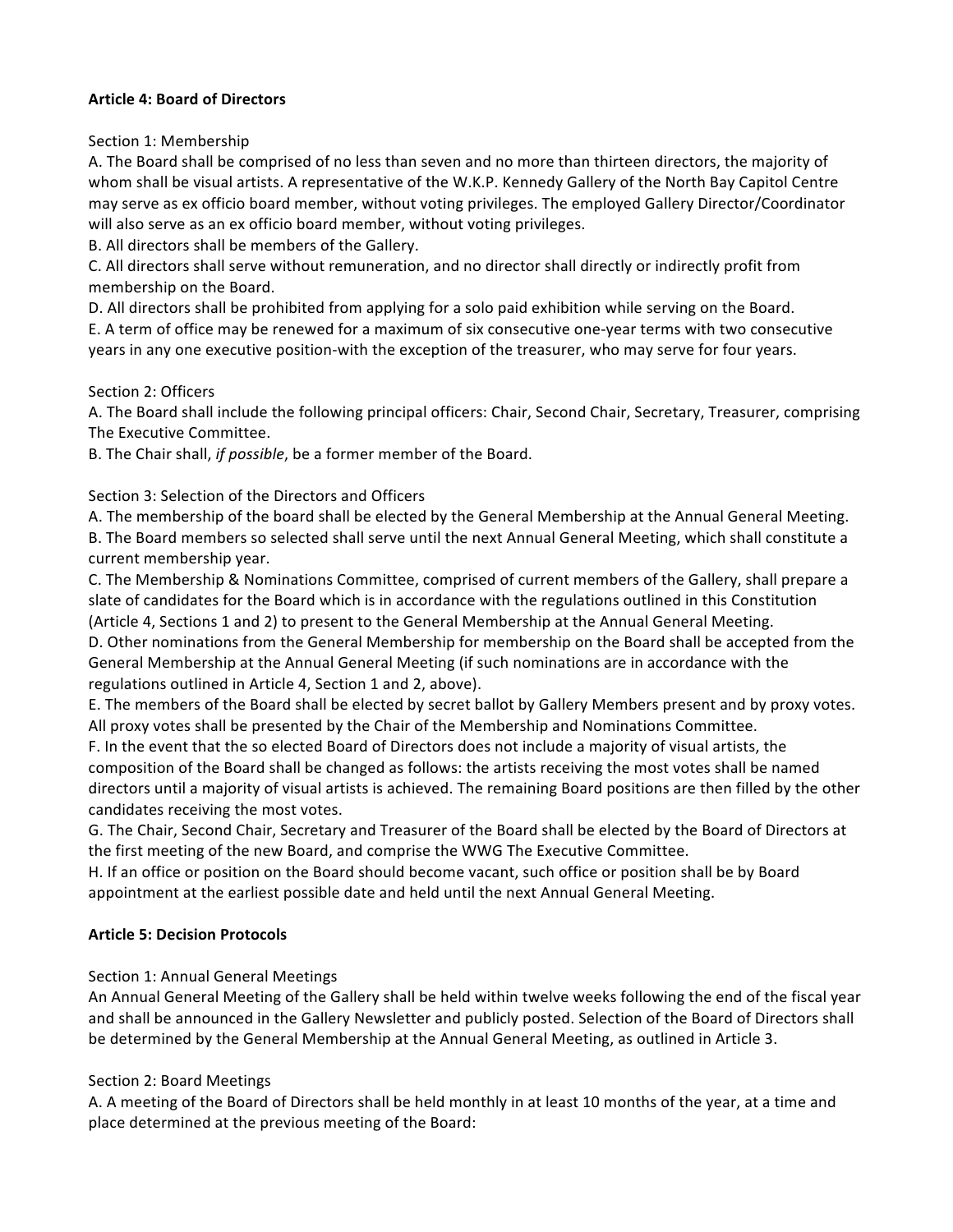**Article 4: Board of Directors**

Section 1: Membership

A. The Board shall be comprised of no less than seven and no more than thirteen directors, the majority of whom shall be visual artists. A representative of the W.K.P. Kennedy Gallery of the North Bay Capitol Centre may serve as ex officio board member, without voting privileges. The employed Gallery Director/Coordinator will also serve as an ex officio board member, without voting privileges.

B. All directors shall be members of the Gallery.

C. All directors shall serve without remuneration, and no director shall directly or indirectly profit from membership on the Board.

D. All directors shall be prohibited from applying for a solo paid exhibition while serving on the Board.

E. A term of office may be renewed for a maximum of six consecutive one-year terms with two consecutive years in any one executive position-with the exception of the treasurer, who may serve for four years.

Section 2: Officers

A. The Board shall include the following principal officers: Chair, Second Chair, Secretary, Treasurer, comprising The Executive Committee.

B. The Chair shall, *if possible*, be a former member of the Board.

Section 3: Selection of the Directors and Officers

A. The membership of the board shall be elected by the General Membership at the Annual General Meeting.

B. The Board members so selected shall serve until the next Annual General Meeting, which shall constitute a current membership year.

C. The Membership & Nominations Committee, comprised of current members of the Gallery, shall prepare a slate of candidates for the Board which is in accordance with the regulations outlined in this Constitution (Article 4, Sections 1 and 2) to present to the General Membership at the Annual General Meeting.

D. Other nominations from the General Membership for membership on the Board shall be accepted from the General Membership at the Annual General Meeting (if such nominations are in accordance with the regulations outlined in Article 4, Section 1 and 2, above).

E. The members of the Board shall be elected by secret ballot by Gallery Members present and by proxy votes. All proxy votes shall be presented by the Chair of the Membership and Nominations Committee.

F. In the event that the so elected Board of Directors does not include a majority of visual artists, the composition of the Board shall be changed as follows: the artists receiving the most votes shall be named directors until a majority of visual artists is achieved. The remaining Board positions are then filled by the other candidates receiving the most votes.

G. The Chair, Second Chair, Secretary and Treasurer of the Board shall be elected by the Board of Directors at the first meeting of the new Board, and comprise the WWG The Executive Committee.

H. If an office or position on the Board should become vacant, such office or position shall be by Board appointment at the earliest possible date and held until the next Annual General Meeting.

**Article 5: Decision Protocols**

Section 1: Annual General Meetings

An Annual General Meeting of the Gallery shall be held within twelve weeks following the end of the fiscal year and shall be announced in the Gallery Newsletter and publicly posted. Selection of the Board of Directors shall be determined by the General Membership at the Annual General Meeting, as outlined in Article 3.

Section 2: Board Meetings

A. A meeting of the Board of Directors shall be held monthly in at least 10 months of the year, at a time and place determined at the previous meeting of the Board: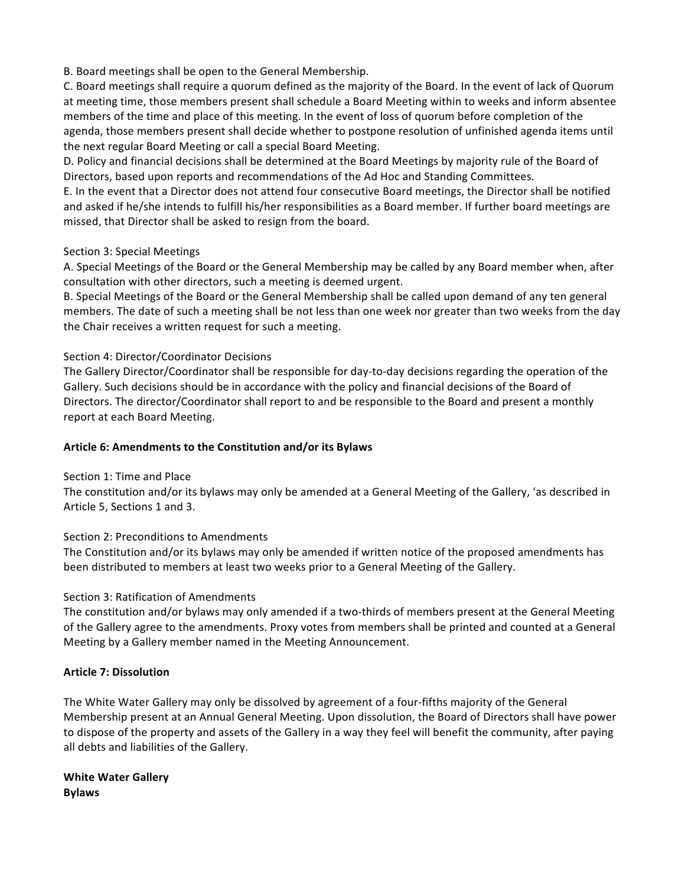B. Board meetings shall be open to the General Membership.
C. Board meetings shall require a quorum defined as the majority of the Board. In the event of lack of Quorum at meeting time, those members present shall schedule a Board Meeting within to weeks and inform absentee members of the time and place of this meeting. In the event of loss of quorum before completion of the agenda, those members present shall decide whether to postpone resolution of unfinished agenda items until the next regular Board Meeting or call a special Board Meeting.
D. Policy and financial decisions shall be determined at the Board Meetings by majority rule of the Board of Directors, based upon reports and recommendations of the Ad Hoc and Standing Committees.
E. In the event that a Director does not attend four consecutive Board meetings, the Director shall be notified and asked if he/she intends to fulfill his/her responsibilities as a Board member. If further board meetings are missed, that Director shall be asked to resign from the board.

Section 3: Special Meetings
A. Special Meetings of the Board or the General Membership may be called by any Board member when, after consultation with other directors, such a meeting is deemed urgent.
B. Special Meetings of the Board or the General Membership shall be called upon demand of any ten general members. The date of such a meeting shall be not less than one week nor greater than two weeks from the day the Chair receives a written request for such a meeting.

Section 4: Director/Coordinator Decisions
The Gallery Director/Coordinator shall be responsible for day-to-day decisions regarding the operation of the Gallery. Such decisions should be in accordance with the policy and financial decisions of the Board of Directors. The director/Coordinator shall report to and be responsible to the Board and present a monthly report at each Board Meeting.

**Article 6: Amendments to the Constitution and/or its Bylaws**

Section 1: Time and Place
The constitution and/or its bylaws may only be amended at a General Meeting of the Gallery, 'as described in Article 5, Sections 1 and 3.

Section 2: Preconditions to Amendments
The Constitution and/or its bylaws may only be amended if written notice of the proposed amendments has been distributed to members at least two weeks prior to a General Meeting of the Gallery.

Section 3: Ratification of Amendments
The constitution and/or bylaws may only amended if a two-thirds of members present at the General Meeting of the Gallery agree to the amendments. Proxy votes from members shall be printed and counted at a General Meeting by a Gallery member named in the Meeting Announcement.

**Article 7: Dissolution**

The White Water Gallery may only be dissolved by agreement of a four-fifths majority of the General Membership present at an Annual General Meeting. Upon dissolution, the Board of Directors shall have power to dispose of the property and assets of the Gallery in a way they feel will benefit the community, after paying all debts and liabilities of the Gallery.

**White Water Gallery**
**Bylaws**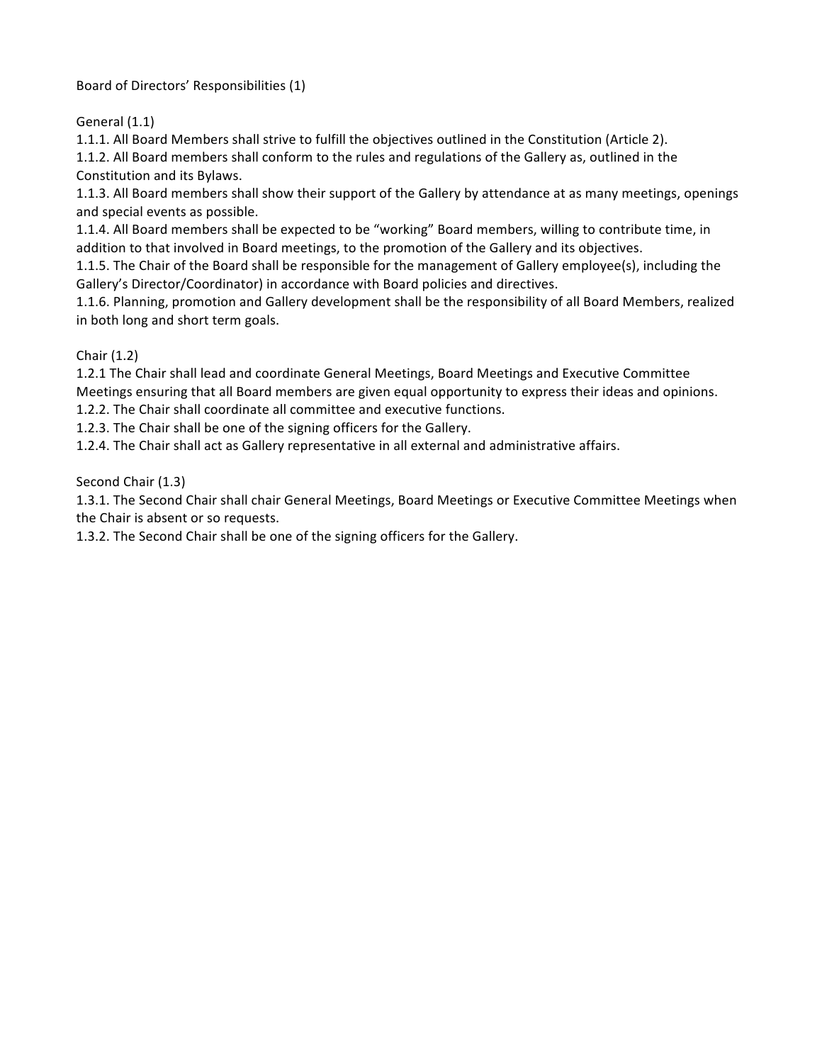## Board of Directors' Responsibilities (1)

### General (1.1)

1.1.1. All Board Members shall strive to fulfill the objectives outlined in the Constitution (Article 2).

1.1.2. All Board members shall conform to the rules and regulations of the Gallery as, outlined in the Constitution and its Bylaws.

1.1.3. All Board members shall show their support of the Gallery by attendance at as many meetings, openings and special events as possible.

1.1.4. All Board members shall be expected to be "working" Board members, willing to contribute time, in addition to that involved in Board meetings, to the promotion of the Gallery and its objectives.

1.1.5. The Chair of the Board shall be responsible for the management of Gallery employee(s), including the Gallery's Director/Coordinator) in accordance with Board policies and directives.

1.1.6. Planning, promotion and Gallery development shall be the responsibility of all Board Members, realized in both long and short term goals.

### Chair (1.2)

1.2.1 The Chair shall lead and coordinate General Meetings, Board Meetings and Executive Committee Meetings ensuring that all Board members are given equal opportunity to express their ideas and opinions.

1.2.2. The Chair shall coordinate all committee and executive functions.

1.2.3. The Chair shall be one of the signing officers for the Gallery.

1.2.4. The Chair shall act as Gallery representative in all external and administrative affairs.

### Second Chair (1.3)

1.3.1. The Second Chair shall chair General Meetings, Board Meetings or Executive Committee Meetings when the Chair is absent or so requests.

1.3.2. The Second Chair shall be one of the signing officers for the Gallery.